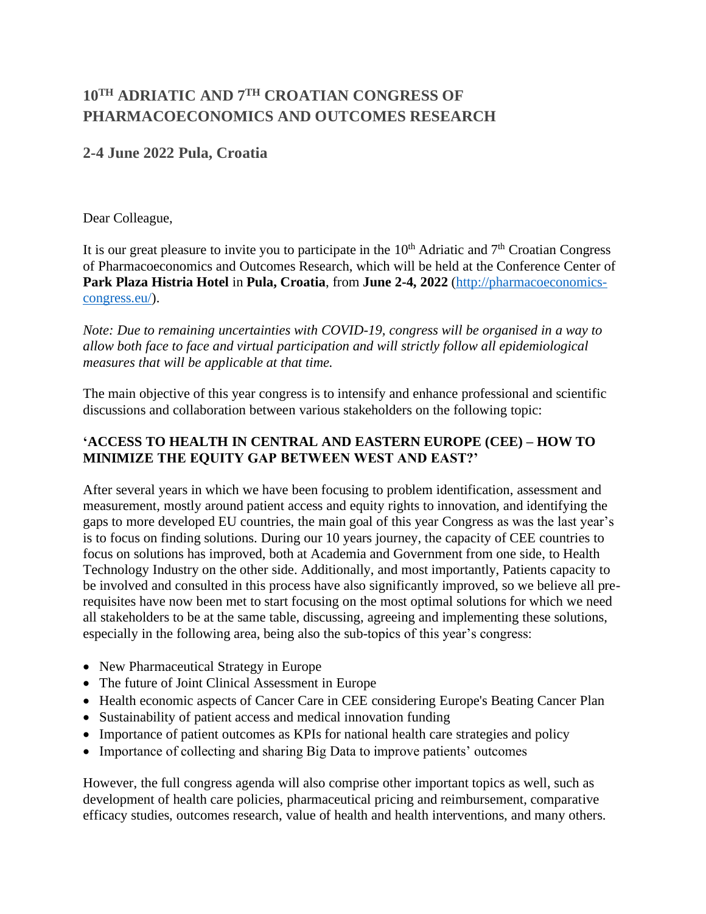# 10TH ADRIATIC AND 7TH CROATIAN CONGRESS OF PHARMACOECONOMICS AND OUTCOMES RESEARCH

## 2-4 June 2022 Pula, Croatia

Dear Colleague,

It is our great pleasure to invite you to participate in the 10th Adriatic and 7th Croatian Congress of Pharmacoeconomics and Outcomes Research, which will be held at the Conference Center of **Park Plaza Histria Hotel** in **Pula, Croatia**, from **June 2-4, 2022** ([http://pharmacoeconomics-congress.eu/](http://pharmacoeconomics-congress.eu/)).

*Note: Due to remaining uncertainties with COVID-19, congress will be organised in a way to allow both face to face and virtual participation and will strictly follow all epidemiological measures that will be applicable at that time.*

The main objective of this year congress is to intensify and enhance professional and scientific discussions and collaboration between various stakeholders on the following topic:

**'ACCESS TO HEALTH IN CENTRAL AND EASTERN EUROPE (CEE) – HOW TO MINIMIZE THE EQUITY GAP BETWEEN WEST AND EAST?'**

After several years in which we have been focusing to problem identification, assessment and measurement, mostly around patient access and equity rights to innovation, and identifying the gaps to more developed EU countries, the main goal of this year Congress as was the last year's is to focus on finding solutions. During our 10 years journey, the capacity of CEE countries to focus on solutions has improved, both at Academia and Government from one side, to Health Technology Industry on the other side. Additionally, and most importantly, Patients capacity to be involved and consulted in this process have also significantly improved, so we believe all pre-requisites have now been met to start focusing on the most optimal solutions for which we need all stakeholders to be at the same table, discussing, agreeing and implementing these solutions, especially in the following area, being also the sub-topics of this year's congress:

- New Pharmaceutical Strategy in Europe
- The future of Joint Clinical Assessment in Europe
- Health economic aspects of Cancer Care in CEE considering Europe's Beating Cancer Plan
- Sustainability of patient access and medical innovation funding
- Importance of patient outcomes as KPIs for national health care strategies and policy
- Importance of collecting and sharing Big Data to improve patients' outcomes

However, the full congress agenda will also comprise other important topics as well, such as development of health care policies, pharmaceutical pricing and reimbursement, comparative efficacy studies, outcomes research, value of health and health interventions, and many others.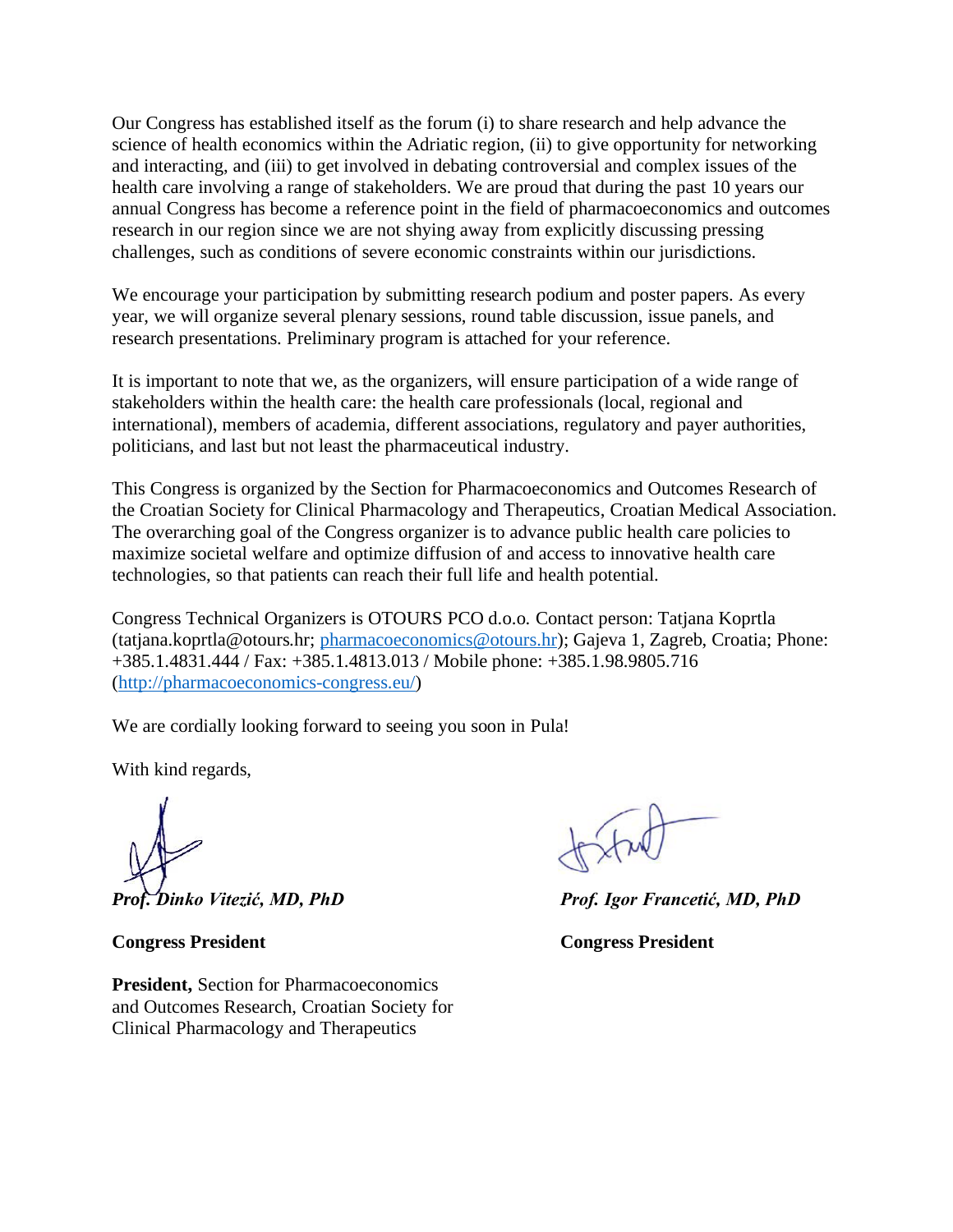Our Congress has established itself as the forum (i) to share research and help advance the science of health economics within the Adriatic region, (ii) to give opportunity for networking and interacting, and (iii) to get involved in debating controversial and complex issues of the health care involving a range of stakeholders. We are proud that during the past 10 years our annual Congress has become a reference point in the field of pharmacoeconomics and outcomes research in our region since we are not shying away from explicitly discussing pressing challenges, such as conditions of severe economic constraints within our jurisdictions.

We encourage your participation by submitting research podium and poster papers. As every year, we will organize several plenary sessions, round table discussion, issue panels, and research presentations. Preliminary program is attached for your reference.

It is important to note that we, as the organizers, will ensure participation of a wide range of stakeholders within the health care: the health care professionals (local, regional and international), members of academia, different associations, regulatory and payer authorities, politicians, and last but not least the pharmaceutical industry.

This Congress is organized by the Section for Pharmacoeconomics and Outcomes Research of the Croatian Society for Clinical Pharmacology and Therapeutics, Croatian Medical Association. The overarching goal of the Congress organizer is to advance public health care policies to maximize societal welfare and optimize diffusion of and access to innovative health care technologies, so that patients can reach their full life and health potential.

Congress Technical Organizers is OTOURS PCO d.o.o. Contact person: Tatjana Koprtla (tatjana.koprtla@otours.hr; pharmacoeconomics@otours.hr); Gajeva 1, Zagreb, Croatia; Phone: +385.1.4831.444 / Fax: +385.1.4813.013 / Mobile phone: +385.1.98.9805.716 (http://pharmacoeconomics-congress.eu/)

We are cordially looking forward to seeing you soon in Pula!

With kind regards,

***Prof. Dinko Vitezić, MD, PhD***

**Congress President**

**President,** Section for Pharmacoeconomics and Outcomes Research, Croatian Society for Clinical Pharmacology and Therapeutics

***Prof. Igor Francetić, MD, PhD***

**Congress President**